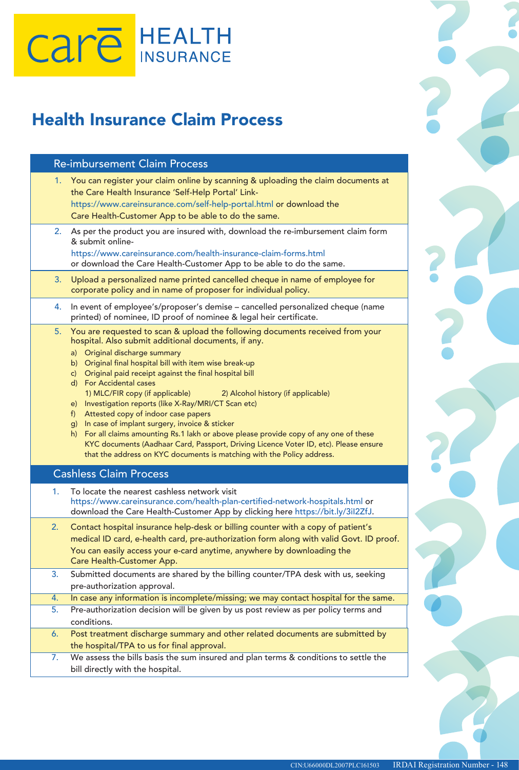care HEALTH INSURANCE

# Health Insurance Claim Process

## Re-imbursement Claim Process

1. You can register your claim online by scanning & uploading the claim documents at the Care Health Insurance 'Self-Help Portal' Link- https://www.careinsurance.com/self-help-portal.html or download the Care Health-Customer App to be able to do the same.
2. As per the product you are insured with, download the re-imbursement claim form & submit online- https://www.careinsurance.com/health-insurance-claim-forms.html or download the Care Health-Customer App to be able to do the same.
3. Upload a personalized name printed cancelled cheque in name of employee for corporate policy and in name of proposer for individual policy.
4. In event of employee's/proposer's demise – cancelled personalized cheque (name printed) of nominee, ID proof of nominee & legal heir certificate.
5. You are requested to scan & upload the following documents received from your hospital. Also submit additional documents, if any.
   a) Original discharge summary
   b) Original final hospital bill with item wise break-up
   c) Original paid receipt against the final hospital bill
   d) For Accidental cases
      1) MLC/FIR copy (if applicable)
      2) Alcohol history (if applicable)
   e) Investigation reports (like X-Ray/MRI/CT Scan etc)
   f) Attested copy of indoor case papers
   g) In case of implant surgery, invoice & sticker
   h) For all claims amounting Rs.1 lakh or above please provide copy of any one of these KYC documents (Aadhaar Card, Passport, Driving Licence Voter ID, etc). Please ensure that the address on KYC documents is matching with the Policy address.

## Cashless Claim Process

1. To locate the nearest cashless network visit https://www.careinsurance.com/health-plan-certified-network-hospitals.html or download the Care Health-Customer App by clicking here https://bit.ly/3il2ZfJ.
2. Contact hospital insurance help-desk or billing counter with a copy of patient's medical ID card, e-health card, pre-authorization form along with valid Govt. ID proof. You can easily access your e-card anytime, anywhere by downloading the Care Health-Customer App.
3. Submitted documents are shared by the billing counter/TPA desk with us, seeking pre-authorization approval.
4. In case any information is incomplete/missing; we may contact hospital for the same.
5. Pre-authorization decision will be given by us post review as per policy terms and conditions.
6. Post treatment discharge summary and other related documents are submitted by the hospital/TPA to us for final approval.
7. We assess the bills basis the sum insured and plan terms & conditions to settle the bill directly with the hospital.

CIN:U66000DL2007PLC161503 IRDAI Registration Number - 148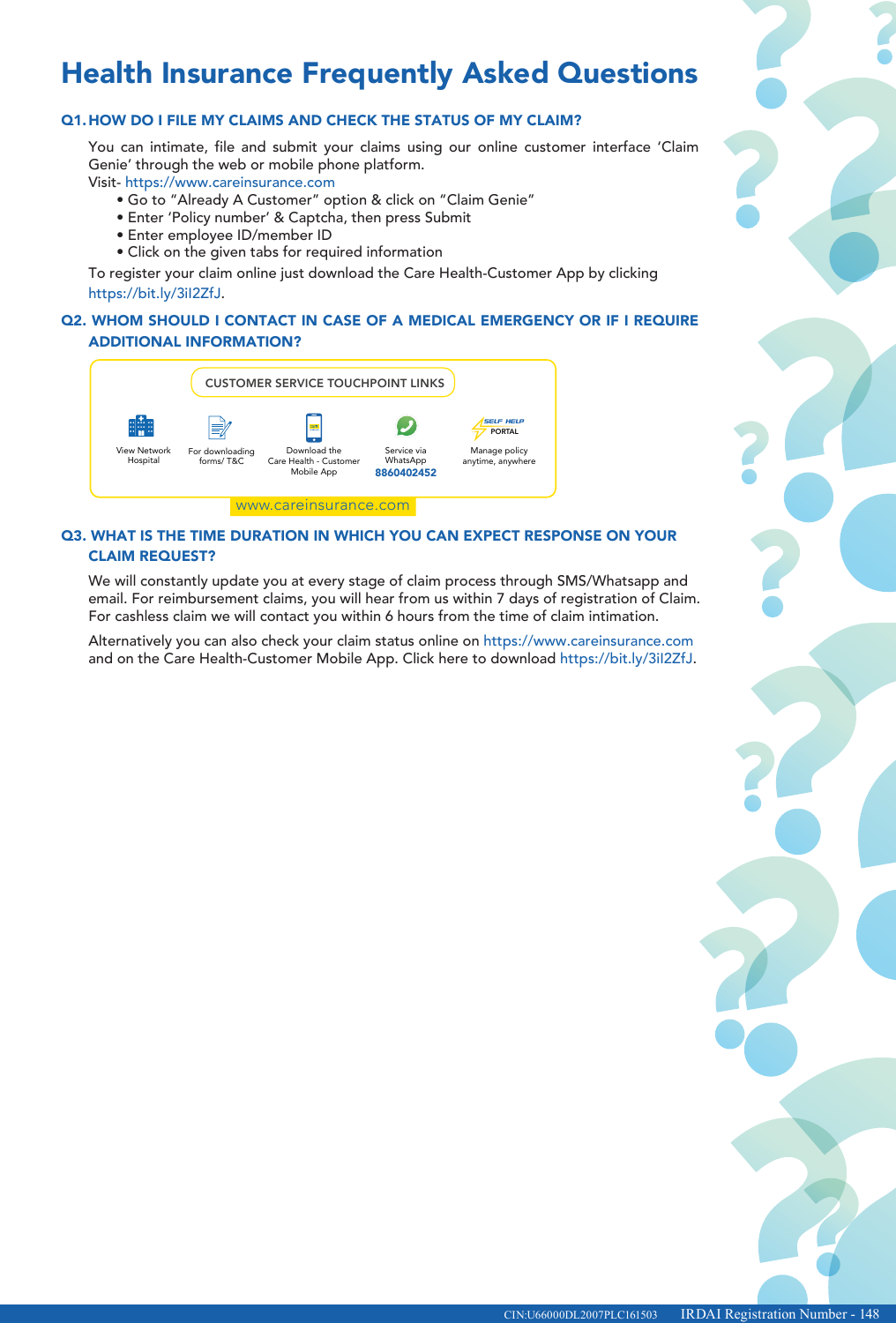# Health Insurance Frequently Asked Questions

## Q1. HOW DO I FILE MY CLAIMS AND CHECK THE STATUS OF MY CLAIM?

You can intimate, file and submit your claims using our online customer interface 'Claim Genie' through the web or mobile phone platform.

Visit- https://www.careinsurance.com

- Go to "Already A Customer" option & click on "Claim Genie"
- Enter 'Policy number' & Captcha, then press Submit
- Enter employee ID/member ID
- Click on the given tabs for required information

To register your claim online just download the Care Health-Customer App by clicking https://bit.ly/3iI2ZfJ.

## Q2. WHOM SHOULD I CONTACT IN CASE OF A MEDICAL EMERGENCY OR IF I REQUIRE ADDITIONAL INFORMATION?

CUSTOMER SERVICE TOUCHPOINT LINKS

View Network Hospital

For downloading forms/ T&C

Download the Care Health - Customer Mobile App

Service via WhatsApp **8860402452**

SELF HELP PORTAL

Manage policy anytime, anywhere

www.careinsurance.com

## Q3. WHAT IS THE TIME DURATION IN WHICH YOU CAN EXPECT RESPONSE ON YOUR CLAIM REQUEST?

We will constantly update you at every stage of claim process through SMS/Whatsapp and email. For reimbursement claims, you will hear from us within 7 days of registration of Claim. For cashless claim we will contact you within 6 hours from the time of claim intimation.

Alternatively you can also check your claim status online on https://www.careinsurance.com and on the Care Health-Customer Mobile App. Click here to download https://bit.ly/3iI2ZfJ.

CIN:U66000DL2007PLC161503 IRDAI Registration Number - 148